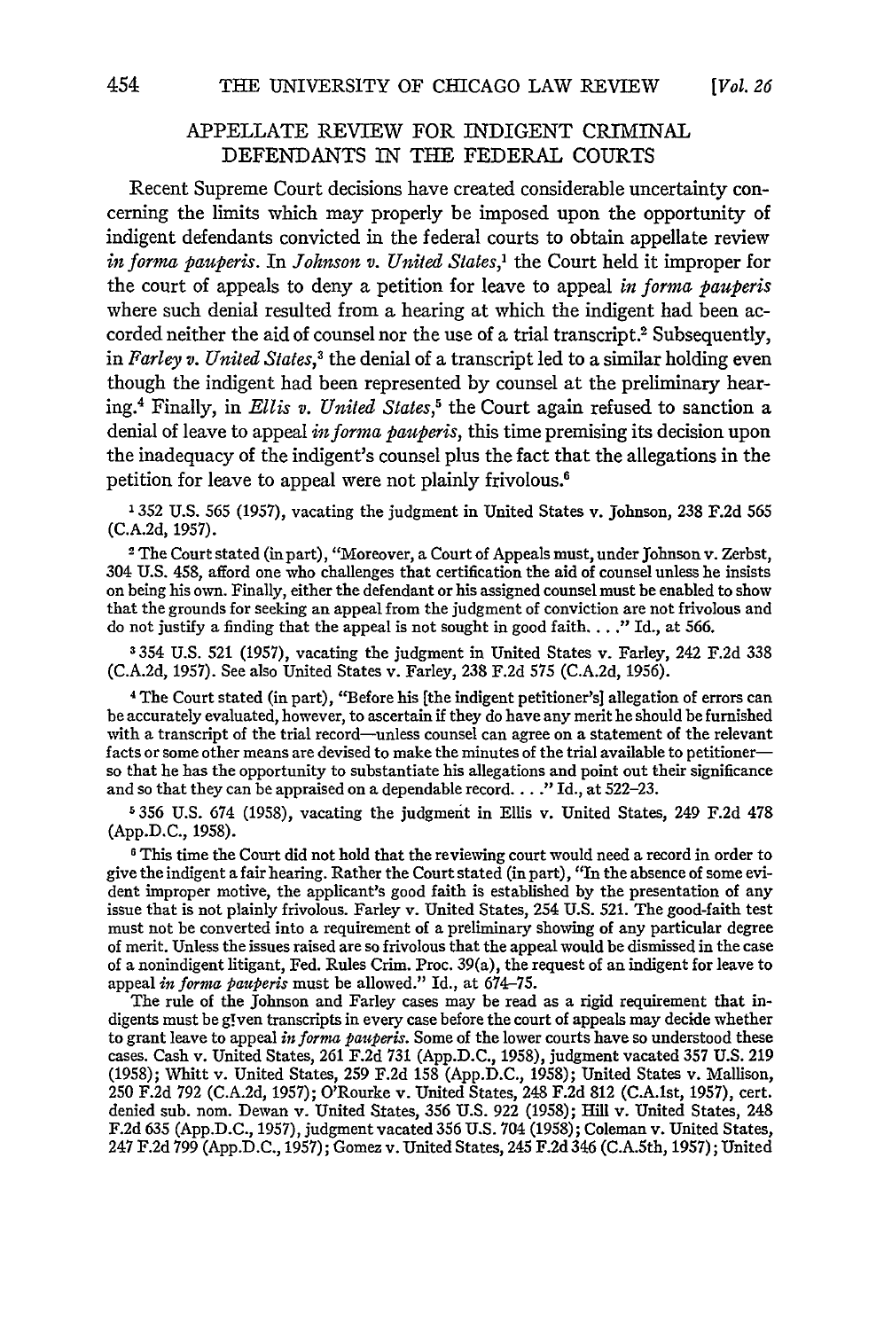## APPELLATE REVIEW FOR INDIGENT CRIMINAL DEFENDANTS IN THE FEDERAL COURTS

Recent Supreme Court decisions have created considerable uncertainty concerning the limits which may properly be imposed upon the opportunity of indigent defendants convicted in the federal courts to obtain appellate review *in forma pauperis*. In *Johnson v. United States*,[1] the Court held it improper for the court of appeals to deny a petition for leave to appeal *in forma pauperis* where such denial resulted from a hearing at which the indigent had been accorded neither the aid of counsel nor the use of a trial transcript.[2] Subsequently, in *Farley v. United States*,[3] the denial of a transcript led to a similar holding even though the indigent had been represented by counsel at the preliminary hearing.[4] Finally, in *Ellis v. United States*,[5] the Court again refused to sanction a denial of leave to appeal *in forma pauperis*, this time premising its decision upon the inadequacy of the indigent's counsel plus the fact that the allegations in the petition for leave to appeal were not plainly frivolous.[6]

[1] 352 U.S. 565 (1957), vacating the judgment in United States v. Johnson, 238 F.2d 565 (C.A.2d, 1957).

[2] The Court stated (in part), "Moreover, a Court of Appeals must, under Johnson v. Zerbst, 304 U.S. 458, afford one who challenges that certification the aid of counsel unless he insists on being his own. Finally, either the defendant or his assigned counsel must be enabled to show that the grounds for seeking an appeal from the judgment of conviction are not frivolous and do not justify a finding that the appeal is not sought in good faith. . . ." Id., at 566.

[3] 354 U.S. 521 (1957), vacating the judgment in United States v. Farley, 242 F.2d 338 (C.A.2d, 1957). See also United States v. Farley, 238 F.2d 575 (C.A.2d, 1956).

[4] The Court stated (in part), "Before his [the indigent petitioner's] allegation of errors can be accurately evaluated, however, to ascertain if they do have any merit he should be furnished with a transcript of the trial record—unless counsel can agree on a statement of the relevant facts or some other means are devised to make the minutes of the trial available to petitioner—so that he has the opportunity to substantiate his allegations and point out their significance and so that they can be appraised on a dependable record. . . ." Id., at 522–23.

[5] 356 U.S. 674 (1958), vacating the judgment in Ellis v. United States, 249 F.2d 478 (App.D.C., 1958).

[6] This time the Court did not hold that the reviewing court would need a record in order to give the indigent a fair hearing. Rather the Court stated (in part), "In the absence of some evident improper motive, the applicant's good faith is established by the presentation of any issue that is not plainly frivolous. Farley v. United States, 254 U.S. 521. The good-faith test must not be converted into a requirement of a preliminary showing of any particular degree of merit. Unless the issues raised are so frivolous that the appeal would be dismissed in the case of a nonindigent litigant, Fed. Rules Crim. Proc. 39(a), the request of an indigent for leave to appeal *in forma pauperis* must be allowed." Id., at 674–75.

The rule of the Johnson and Farley cases may be read as a rigid requirement that indigents must be given transcripts in every case before the court of appeals may decide whether to grant leave to appeal *in forma pauperis*. Some of the lower courts have so understood these cases. Cash v. United States, 261 F.2d 731 (App.D.C., 1958), judgment vacated 357 U.S. 219 (1958); Whitt v. United States, 259 F.2d 158 (App.D.C., 1958); United States v. Mallison, 250 F.2d 792 (C.A.2d, 1957); O'Rourke v. United States, 248 F.2d 812 (C.A.1st, 1957), cert. denied sub. nom. Dewan v. United States, 356 U.S. 922 (1958); Hill v. United States, 248 F.2d 635 (App.D.C., 1957), judgment vacated 356 U.S. 704 (1958); Coleman v. United States, 247 F.2d 799 (App.D.C., 1957); Gomez v. United States, 245 F.2d 346 (C.A.5th, 1957); United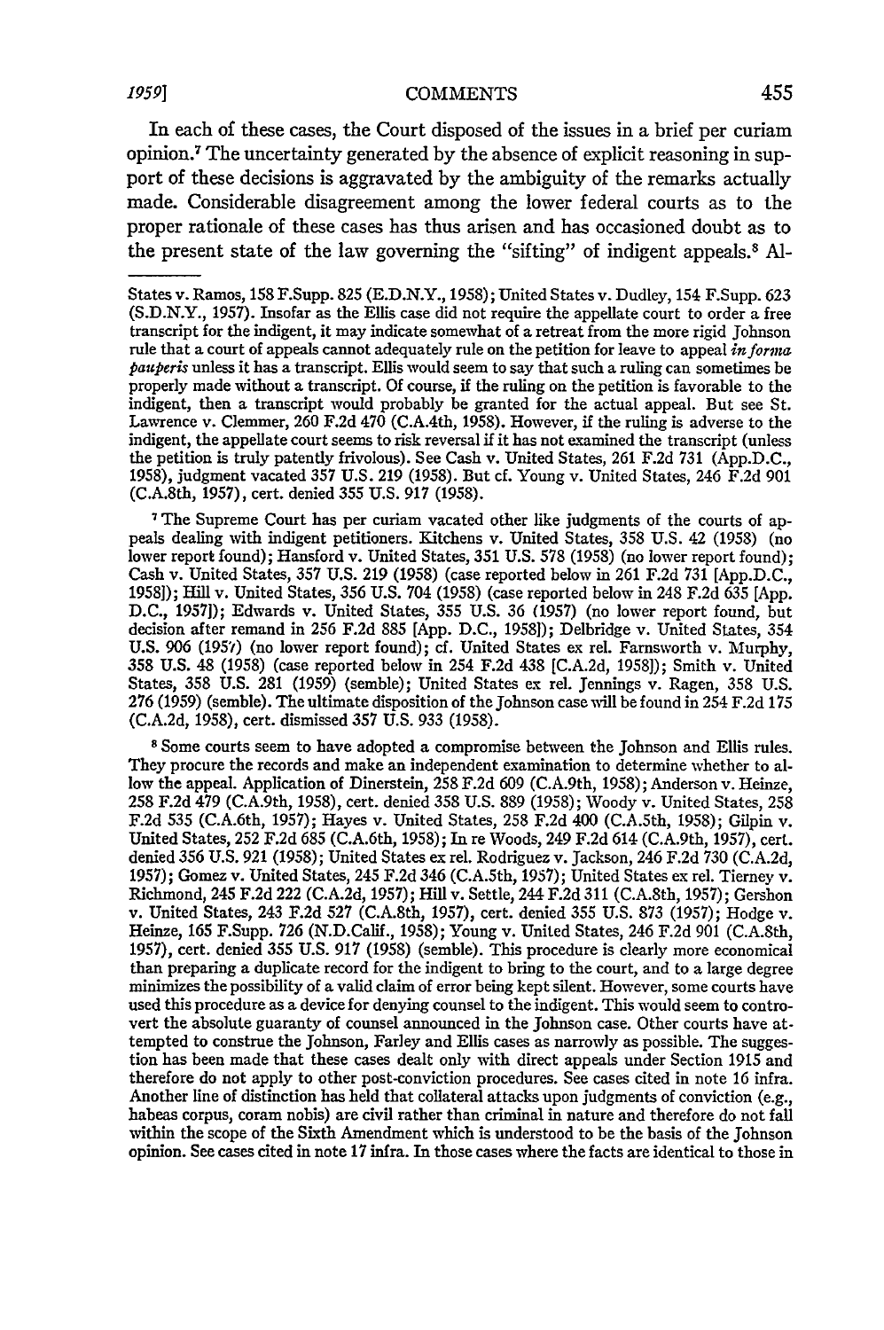In each of these cases, the Court disposed of the issues in a brief per curiam opinion.[7] The uncertainty generated by the absence of explicit reasoning in support of these decisions is aggravated by the ambiguity of the remarks actually made. Considerable disagreement among the lower federal courts as to the proper rationale of these cases has thus arisen and has occasioned doubt as to the present state of the law governing the "sifting" of indigent appeals.[8] Al-

---

States v. Ramos, 158 F.Supp. 825 (E.D.N.Y., 1958); United States v. Dudley, 154 F.Supp. 623 (S.D.N.Y., 1957). Insofar as the Ellis case did not require the appellate court to order a free transcript for the indigent, it may indicate somewhat of a retreat from the more rigid Johnson rule that a court of appeals cannot adequately rule on the petition for leave to appeal *in forma pauperis* unless it has a transcript. Ellis would seem to say that such a ruling can sometimes be properly made without a transcript. Of course, if the ruling on the petition is favorable to the indigent, then a transcript would probably be granted for the actual appeal. But see St. Lawrence v. Clemmer, 260 F.2d 470 (C.A.4th, 1958). However, if the ruling is adverse to the indigent, the appellate court seems to risk reversal if it has not examined the transcript (unless the petition is truly patently frivolous). See Cash v. United States, 261 F.2d 731 (App.D.C., 1958), judgment vacated 357 U.S. 219 (1958). But cf. Young v. United States, 246 F.2d 901 (C.A.8th, 1957), cert. denied 355 U.S. 917 (1958).

[7] The Supreme Court has per curiam vacated other like judgments of the courts of appeals dealing with indigent petitioners. Kitchens v. United States, 358 U.S. 42 (1958) (no lower report found); Hansford v. United States, 351 U.S. 578 (1958) (no lower report found); Cash v. United States, 357 U.S. 219 (1958) (case reported below in 261 F.2d 731 [App.D.C., 1958]); Hill v. United States, 356 U.S. 704 (1958) (case reported below in 248 F.2d 635 [App. D.C., 1957]); Edwards v. United States, 355 U.S. 36 (1957) (no lower report found, but decision after remand in 256 F.2d 885 [App. D.C., 1958]); Delbridge v. United States, 354 U.S. 906 (1957) (no lower report found); cf. United States ex rel. Farnsworth v. Murphy, 358 U.S. 48 (1958) (case reported below in 254 F.2d 438 [C.A.2d, 1958]); Smith v. United States, 358 U.S. 281 (1959) (semble); United States ex rel. Jennings v. Ragen, 358 U.S. 276 (1959) (semble). The ultimate disposition of the Johnson case will be found in 254 F.2d 175 (C.A.2d, 1958), cert. dismissed 357 U.S. 933 (1958).

[8] Some courts seem to have adopted a compromise between the Johnson and Ellis rules. They procure the records and make an independent examination to determine whether to allow the appeal. Application of Dinerstein, 258 F.2d 609 (C.A.9th, 1958); Anderson v. Heinze, 258 F.2d 479 (C.A.9th, 1958), cert. denied 358 U.S. 889 (1958); Woody v. United States, 258 F.2d 535 (C.A.6th, 1957); Hayes v. United States, 258 F.2d 400 (C.A.5th, 1958); Gilpin v. United States, 252 F.2d 685 (C.A.6th, 1958); In re Woods, 249 F.2d 614 (C.A.9th, 1957), cert. denied 356 U.S. 921 (1958); United States ex rel. Rodriguez v. Jackson, 246 F.2d 730 (C.A.2d, 1957); Gomez v. United States, 245 F.2d 346 (C.A.5th, 1957); United States ex rel. Tierney v. Richmond, 245 F.2d 222 (C.A.2d, 1957); Hill v. Settle, 244 F.2d 311 (C.A.8th, 1957); Gershon v. United States, 243 F.2d 527 (C.A.8th, 1957), cert. denied 355 U.S. 873 (1957); Hodge v. Heinze, 165 F.Supp. 726 (N.D.Calif., 1958); Young v. United States, 246 F.2d 901 (C.A.8th, 1957), cert. denied 355 U.S. 917 (1958) (semble). This procedure is clearly more economical than preparing a duplicate record for the indigent to bring to the court, and to a large degree minimizes the possibility of a valid claim of error being kept silent. However, some courts have used this procedure as a device for denying counsel to the indigent. This would seem to controvert the absolute guaranty of counsel announced in the Johnson case. Other courts have attempted to construe the Johnson, Farley and Ellis cases as narrowly as possible. The suggestion has been made that these cases dealt only with direct appeals under Section 1915 and therefore do not apply to other post-conviction procedures. See cases cited in note 16 infra. Another line of distinction has held that collateral attacks upon judgments of conviction (e.g., habeas corpus, coram nobis) are civil rather than criminal in nature and therefore do not fall within the scope of the Sixth Amendment which is understood to be the basis of the Johnson opinion. See cases cited in note 17 infra. In those cases where the facts are identical to those in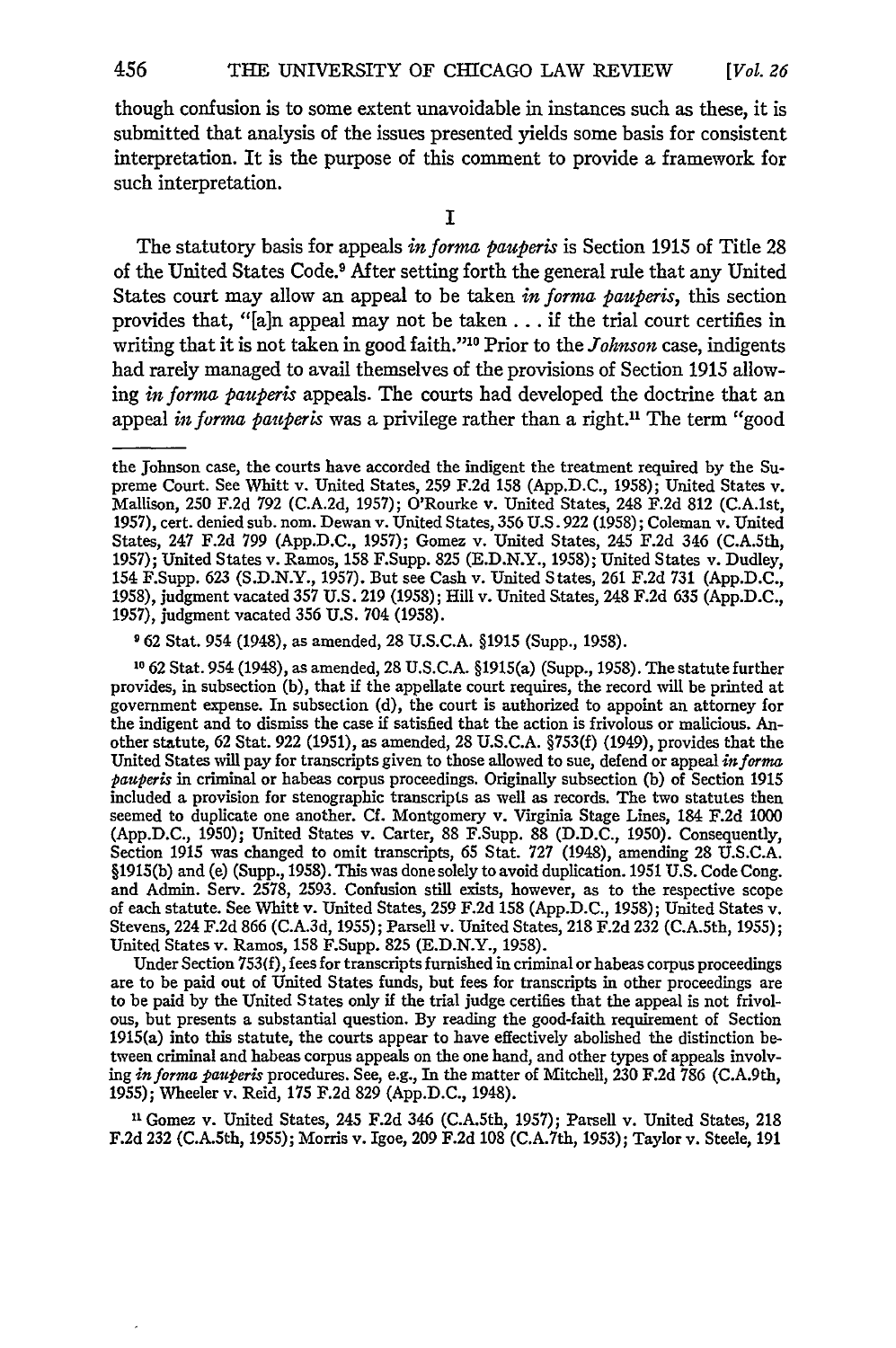though confusion is to some extent unavoidable in instances such as these, it is submitted that analysis of the issues presented yields some basis for consistent interpretation. It is the purpose of this comment to provide a framework for such interpretation.

## I

The statutory basis for appeals *in forma pauperis* is Section 1915 of Title 28 of the United States Code.[9] After setting forth the general rule that any United States court may allow an appeal to be taken *in forma pauperis*, this section provides that, "[a]n appeal may not be taken . . . if the trial court certifies in writing that it is not taken in good faith."[10] Prior to the *Johnson* case, indigents had rarely managed to avail themselves of the provisions of Section 1915 allowing *in forma pauperis* appeals. The courts had developed the doctrine that an appeal *in forma pauperis* was a privilege rather than a right.[11] The term "good

---

the Johnson case, the courts have accorded the indigent the treatment required by the Supreme Court. See Whitt v. United States, 259 F.2d 158 (App.D.C., 1958); United States v. Mallison, 250 F.2d 792 (C.A.2d, 1957); O'Rourke v. United States, 248 F.2d 812 (C.A.1st, 1957), cert. denied sub. nom. Dewan v. United States, 356 U.S. 922 (1958); Coleman v. United States, 247 F.2d 799 (App.D.C., 1957); Gomez v. United States, 245 F.2d 346 (C.A.5th, 1957); United States v. Ramos, 158 F.Supp. 825 (E.D.N.Y., 1958); United States v. Dudley, 154 F.Supp. 623 (S.D.N.Y., 1957). But see Cash v. United States, 261 F.2d 731 (App.D.C., 1958), judgment vacated 357 U.S. 219 (1958); Hill v. United States, 248 F.2d 635 (App.D.C., 1957), judgment vacated 356 U.S. 704 (1958).

[9] 62 Stat. 954 (1948), as amended, 28 U.S.C.A. §1915 (Supp., 1958).

[10] 62 Stat. 954 (1948), as amended, 28 U.S.C.A. §1915(a) (Supp., 1958). The statute further provides, in subsection (b), that if the appellate court requires, the record will be printed at government expense. In subsection (d), the court is authorized to appoint an attorney for the indigent and to dismiss the case if satisfied that the action is frivolous or malicious. Another statute, 62 Stat. 922 (1951), as amended, 28 U.S.C.A. §753(f) (1949), provides that the United States will pay for transcripts given to those allowed to sue, defend or appeal *in forma pauperis* in criminal or habeas corpus proceedings. Originally subsection (b) of Section 1915 included a provision for stenographic transcripts as well as records. The two statutes then seemed to duplicate one another. Cf. Montgomery v. Virginia Stage Lines, 184 F.2d 1000 (App.D.C., 1950); United States v. Carter, 88 F.Supp. 88 (D.D.C., 1950). Consequently, Section 1915 was changed to omit transcripts, 65 Stat. 727 (1948), amending 28 U.S.C.A. §1915(b) and (e) (Supp., 1958). This was done solely to avoid duplication. 1951 U.S. Code Cong. and Admin. Serv. 2578, 2593. Confusion still exists, however, as to the respective scope of each statute. See Whitt v. United States, 259 F.2d 158 (App.D.C., 1958); United States v. Stevens, 224 F.2d 866 (C.A.3d, 1955); Parsell v. United States, 218 F.2d 232 (C.A.5th, 1955); United States v. Ramos, 158 F.Supp. 825 (E.D.N.Y., 1958).

Under Section 753(f), fees for transcripts furnished in criminal or habeas corpus proceedings are to be paid out of United States funds, but fees for transcripts in other proceedings are to be paid by the United States only if the trial judge certifies that the appeal is not frivolous, but presents a substantial question. By reading the good-faith requirement of Section 1915(a) into this statute, the courts appear to have effectively abolished the distinction between criminal and habeas corpus appeals on the one hand, and other types of appeals involving *in forma pauperis* procedures. See, e.g., In the matter of Mitchell, 230 F.2d 786 (C.A.9th, 1955); Wheeler v. Reid, 175 F.2d 829 (App.D.C., 1948).

[11] Gomez v. United States, 245 F.2d 346 (C.A.5th, 1957); Parsell v. United States, 218 F.2d 232 (C.A.5th, 1955); Morris v. Igoe, 209 F.2d 108 (C.A.7th, 1953); Taylor v. Steele, 191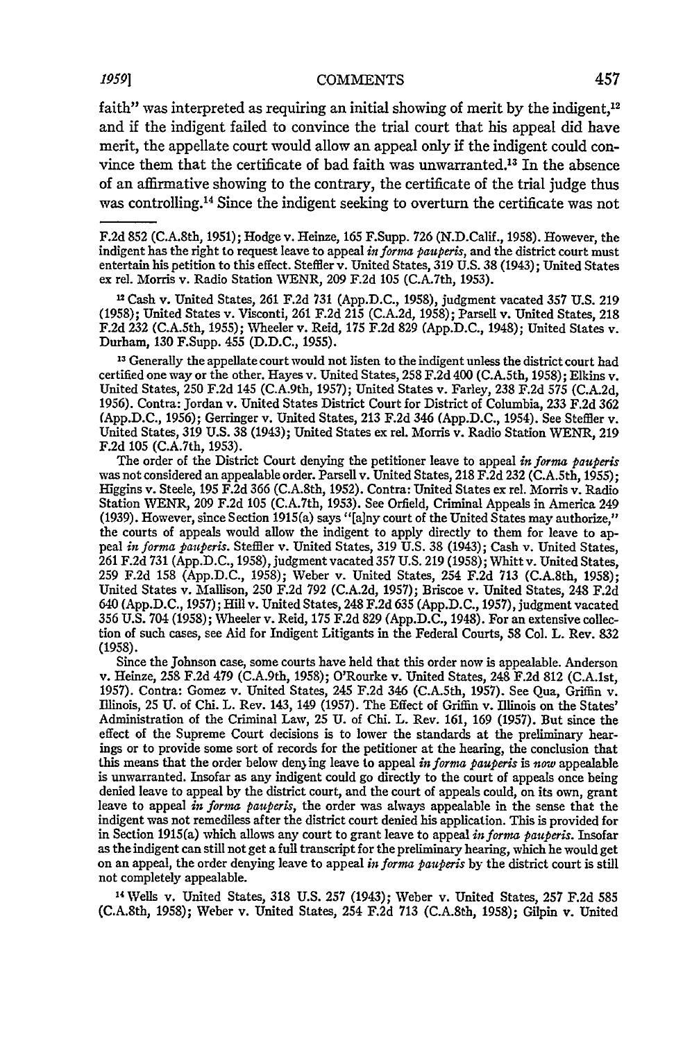faith" was interpreted as requiring an initial showing of merit by the indigent,[12] and if the indigent failed to convince the trial court that his appeal did have merit, the appellate court would allow an appeal only if the indigent could convince them that the certificate of bad faith was unwarranted.[13] In the absence of an affirmative showing to the contrary, the certificate of the trial judge thus was controlling.[14] Since the indigent seeking to overturn the certificate was not

---

F.2d 852 (C.A.8th, 1951); Hodge v. Heinze, 165 F.Supp. 726 (N.D.Calif., 1958). However, the indigent has the right to request leave to appeal *in forma pauperis*, and the district court must entertain his petition to this effect. Steffler v. United States, 319 U.S. 38 (1943); United States ex rel. Morris v. Radio Station WENR, 209 F.2d 105 (C.A.7th, 1953).

[12] Cash v. United States, 261 F.2d 731 (App.D.C., 1958), judgment vacated 357 U.S. 219 (1958); United States v. Visconti, 261 F.2d 215 (C.A.2d, 1958); Parsell v. United States, 218 F.2d 232 (C.A.5th, 1955); Wheeler v. Reid, 175 F.2d 829 (App.D.C., 1948); United States v. Durham, 130 F.Supp. 455 (D.D.C., 1955).

[13] Generally the appellate court would not listen to the indigent unless the district court had certified one way or the other. Hayes v. United States, 258 F.2d 400 (C.A.5th, 1958); Elkins v. United States, 250 F.2d 145 (C.A.9th, 1957); United States v. Farley, 238 F.2d 575 (C.A.2d, 1956). Contra: Jordan v. United States District Court for District of Columbia, 233 F.2d 362 (App.D.C., 1956); Gerringer v. United States, 213 F.2d 346 (App.D.C., 1954). See Steffler v. United States, 319 U.S. 38 (1943); United States ex rel. Morris v. Radio Station WENR, 219 F.2d 105 (C.A.7th, 1953).

The order of the District Court denying the petitioner leave to appeal *in forma pauperis* was not considered an appealable order. Parsell v. United States, 218 F.2d 232 (C.A.5th, 1955); Higgins v. Steele, 195 F.2d 366 (C.A.8th, 1952). Contra: United States ex rel. Morris v. Radio Station WENR, 209 F.2d 105 (C.A.7th, 1953). See Orfield, Criminal Appeals in America 249 (1939). However, since Section 1915(a) says "[a]ny court of the United States may authorize," the courts of appeals would allow the indigent to apply directly to them for leave to appeal *in forma pauperis*. Steffler v. United States, 319 U.S. 38 (1943); Cash v. United States, 261 F.2d 731 (App.D.C., 1958), judgment vacated 357 U.S. 219 (1958); Whitt v. United States, 259 F.2d 158 (App.D.C., 1958); Weber v. United States, 254 F.2d 713 (C.A.8th, 1958); United States v. Mallison, 250 F.2d 792 (C.A.2d, 1957); Briscoe v. United States, 248 F.2d 640 (App.D.C., 1957); Hill v. United States, 248 F.2d 635 (App.D.C., 1957), judgment vacated 356 U.S. 704 (1958); Wheeler v. Reid, 175 F.2d 829 (App.D.C., 1948). For an extensive collection of such cases, see Aid for Indigent Litigants in the Federal Courts, 58 Col. L. Rev. 832 (1958).

Since the Johnson case, some courts have held that this order now is appealable. Anderson v. Heinze, 258 F.2d 479 (C.A.9th, 1958); O'Rourke v. United States, 248 F.2d 812 (C.A.1st, 1957). Contra: Gomez v. United States, 245 F.2d 346 (C.A.5th, 1957). See Qua, Griffin v. Illinois, 25 U. of Chi. L. Rev. 143, 149 (1957). The Effect of Griffin v. Illinois on the States' Administration of the Criminal Law, 25 U. of Chi. L. Rev. 161, 169 (1957). But since the effect of the Supreme Court decisions is to lower the standards at the preliminary hearings or to provide some sort of records for the petitioner at the hearing, the conclusion that this means that the order below denying leave to appeal *in forma pauperis* is *now* appealable is unwarranted. Insofar as any indigent could go directly to the court of appeals once being denied leave to appeal by the district court, and the court of appeals could, on its own, grant leave to appeal *in forma pauperis*, the order was always appealable in the sense that the indigent was not remediless after the district court denied his application. This is provided for in Section 1915(a) which allows any court to grant leave to appeal *in forma pauperis*. Insofar as the indigent can still not get a full transcript for the preliminary hearing, which he would get on an appeal, the order denying leave to appeal *in forma pauperis* by the district court is still not completely appealable.

[14] Wells v. United States, 318 U.S. 257 (1943); Weber v. United States, 257 F.2d 585 (C.A.8th, 1958); Weber v. United States, 254 F.2d 713 (C.A.8th, 1958); Gilpin v. United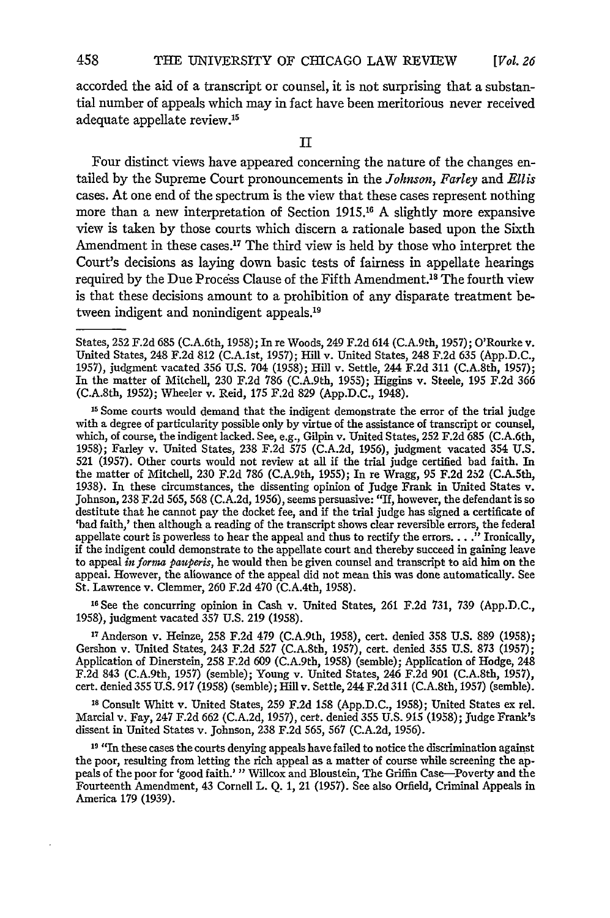accorded the aid of a transcript or counsel, it is not surprising that a substantial number of appeals which may in fact have been meritorious never received adequate appellate review.[15]

## II

Four distinct views have appeared concerning the nature of the changes entailed by the Supreme Court pronouncements in the *Johnson, Farley* and *Ellis* cases. At one end of the spectrum is the view that these cases represent nothing more than a new interpretation of Section 1915.[16] A slightly more expansive view is taken by those courts which discern a rationale based upon the Sixth Amendment in these cases.[17] The third view is held by those who interpret the Court's decisions as laying down basic tests of fairness in appellate hearings required by the Due Process Clause of the Fifth Amendment.[18] The fourth view is that these decisions amount to a prohibition of any disparate treatment between indigent and nonindigent appeals.[19]

---

States, 252 F.2d 685 (C.A.6th, 1958); In re Woods, 249 F.2d 614 (C.A.9th, 1957); O'Rourke v. United States, 248 F.2d 812 (C.A.1st, 1957); Hill v. United States, 248 F.2d 635 (App.D.C., 1957), judgment vacated 356 U.S. 704 (1958); Hill v. Settle, 244 F.2d 311 (C.A.8th, 1957); In the matter of Mitchell, 230 F.2d 786 (C.A.9th, 1955); Higgins v. Steele, 195 F.2d 366 (C.A.8th, 1952); Wheeler v. Reid, 175 F.2d 829 (App.D.C., 1948).

[15] Some courts would demand that the indigent demonstrate the error of the trial judge with a degree of particularity possible only by virtue of the assistance of transcript or counsel, which, of course, the indigent lacked. See, e.g., Gilpin v. United States, 252 F.2d 685 (C.A.6th, 1958); Farley v. United States, 238 F.2d 575 (C.A.2d, 1956), judgment vacated 354 U.S. 521 (1957). Other courts would not review at all if the trial judge certified bad faith. In the matter of Mitchell, 230 F.2d 786 (C.A.9th, 1955); In re Wragg, 95 F.2d 252 (C.A.5th, 1938). In these circumstances, the dissenting opinion of Judge Frank in United States v. Johnson, 238 F.2d 565, 568 (C.A.2d, 1956), seems persuasive: "If, however, the defendant is so destitute that he cannot pay the docket fee, and if the trial judge has signed a certificate of 'bad faith,' then although a reading of the transcript shows clear reversible errors, the federal appellate court is powerless to hear the appeal and thus to rectify the errors. . . ." Ironically, if the indigent could demonstrate to the appellate court and thereby succeed in gaining leave to appeal *in forma pauperis*, he would then be given counsel and transcript to aid him on the appeal. However, the allowance of the appeal did not mean this was done automatically. See St. Lawrence v. Clemmer, 260 F.2d 470 (C.A.4th, 1958).

[16] See the concurring opinion in Cash v. United States, 261 F.2d 731, 739 (App.D.C., 1958), judgment vacated 357 U.S. 219 (1958).

[17] Anderson v. Heinze, 258 F.2d 479 (C.A.9th, 1958), cert. denied 358 U.S. 889 (1958); Gershon v. United States, 243 F.2d 527 (C.A.8th, 1957), cert. denied 355 U.S. 873 (1957); Application of Dinerstein, 258 F.2d 609 (C.A.9th, 1958) (semble); Application of Hodge, 248 F.2d 843 (C.A.9th, 1957) (semble); Young v. United States, 246 F.2d 901 (C.A.8th, 1957), cert. denied 355 U.S. 917 (1958) (semble); Hill v. Settle, 244 F.2d 311 (C.A.8th, 1957) (semble).

[18] Consult Whitt v. United States, 259 F.2d 158 (App.D.C., 1958); United States ex rel. Marcial v. Fay, 247 F.2d 662 (C.A.2d, 1957), cert. denied 355 U.S. 915 (1958); Judge Frank's dissent in United States v. Johnson, 238 F.2d 565, 567 (C.A.2d, 1956).

[19] "In these cases the courts denying appeals have failed to notice the discrimination against the poor, resulting from letting the rich appeal as a matter of course while screening the appeals of the poor for 'good faith.'" Willcox and Bloustein, The Griffin Case—Poverty and the Fourteenth Amendment, 43 Cornell L. Q. 1, 21 (1957). See also Orfield, Criminal Appeals in America 179 (1939).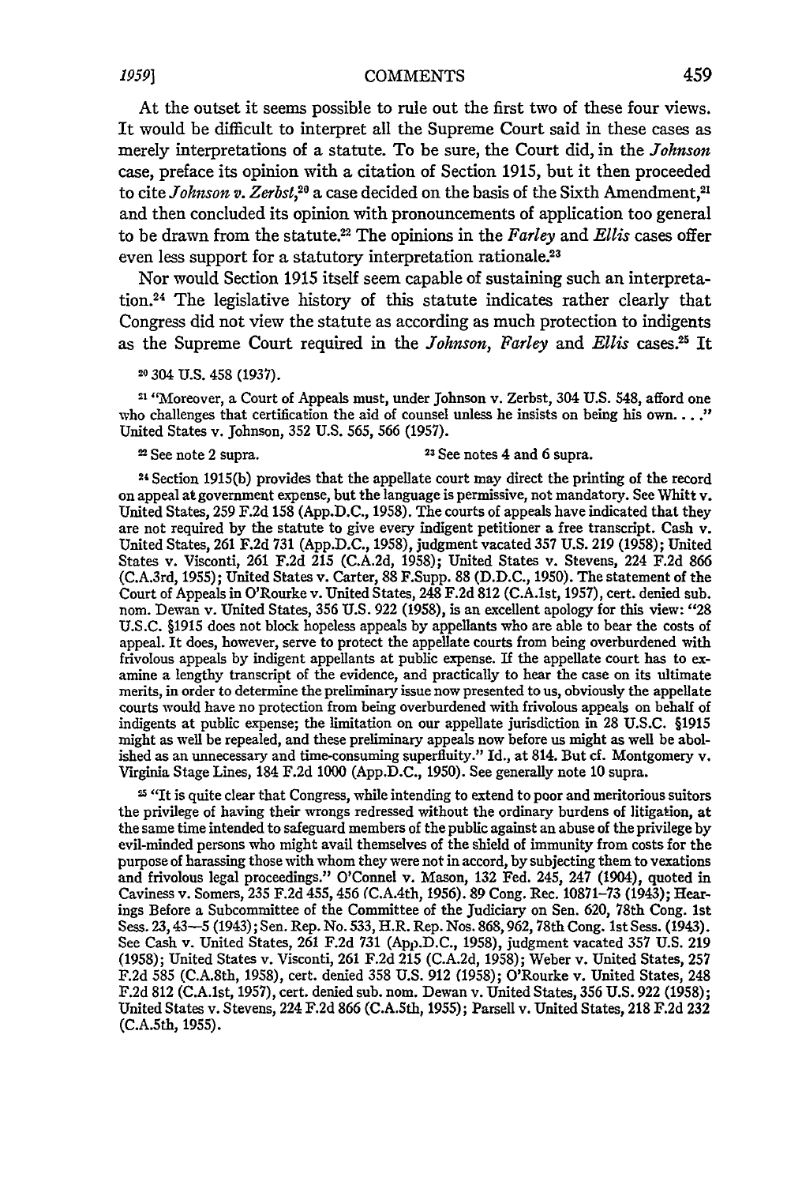At the outset it seems possible to rule out the first two of these four views. It would be difficult to interpret all the Supreme Court said in these cases as merely interpretations of a statute. To be sure, the Court did, in the *Johnson* case, preface its opinion with a citation of Section 1915, but it then proceeded to cite *Johnson v. Zerbst*,[20] a case decided on the basis of the Sixth Amendment,[21] and then concluded its opinion with pronouncements of application too general to be drawn from the statute.[22] The opinions in the *Farley* and *Ellis* cases offer even less support for a statutory interpretation rationale.[23]

Nor would Section 1915 itself seem capable of sustaining such an interpretation.[24] The legislative history of this statute indicates rather clearly that Congress did not view the statute as according as much protection to indigents as the Supreme Court required in the *Johnson*, *Farley* and *Ellis* cases.[25] It

[20] 304 U.S. 458 (1937).

[21] "Moreover, a Court of Appeals must, under Johnson v. Zerbst, 304 U.S. 548, afford one who challenges that certification the aid of counsel unless he insists on being his own. . . ." United States v. Johnson, 352 U.S. 565, 566 (1957).

[22] See note 2 supra.

[23] See notes 4 and 6 supra.

[24] Section 1915(b) provides that the appellate court may direct the printing of the record on appeal at government expense, but the language is permissive, not mandatory. See Whitt v. United States, 259 F.2d 158 (App.D.C., 1958). The courts of appeals have indicated that they are not required by the statute to give every indigent petitioner a free transcript. Cash v. United States, 261 F.2d 731 (App.D.C., 1958), judgment vacated 357 U.S. 219 (1958); United States v. Visconti, 261 F.2d 215 (C.A.2d, 1958); United States v. Stevens, 224 F.2d 866 (C.A.3rd, 1955); United States v. Carter, 88 F.Supp. 88 (D.D.C., 1950). The statement of the Court of Appeals in O'Rourke v. United States, 248 F.2d 812 (C.A.1st, 1957), cert. denied sub. nom. Dewan v. United States, 356 U.S. 922 (1958), is an excellent apology for this view: "28 U.S.C. §1915 does not block hopeless appeals by appellants who are able to bear the costs of appeal. It does, however, serve to protect the appellate courts from being overburdened with frivolous appeals by indigent appellants at public expense. If the appellate court has to examine a lengthy transcript of the evidence, and practically to hear the case on its ultimate merits, in order to determine the preliminary issue now presented to us, obviously the appellate courts would have no protection from being overburdened with frivolous appeals on behalf of indigents at public expense; the limitation on our appellate jurisdiction in 28 U.S.C. §1915 might as well be repealed, and these preliminary appeals now before us might as well be abolished as an unnecessary and time-consuming superfluity." Id., at 814. But cf. Montgomery v. Virginia Stage Lines, 184 F.2d 1000 (App.D.C., 1950). See generally note 10 supra.

[25] "It is quite clear that Congress, while intending to extend to poor and meritorious suitors the privilege of having their wrongs redressed without the ordinary burdens of litigation, at the same time intended to safeguard members of the public against an abuse of the privilege by evil-minded persons who might avail themselves of the shield of immunity from costs for the purpose of harassing those with whom they were not in accord, by subjecting them to vexations and frivolous legal proceedings." O'Connel v. Mason, 132 Fed. 245, 247 (1904), quoted in Caviness v. Somers, 235 F.2d 455, 456 (C.A.4th, 1956). 89 Cong. Rec. 10871–73 (1943); Hearings Before a Subcommittee of the Committee of the Judiciary on Sen. 620, 78th Cong. 1st Sess. 23, 43—5 (1943); Sen. Rep. No. 533, H.R. Rep. Nos. 868, 962, 78th Cong. 1st Sess. (1943). See Cash v. United States, 261 F.2d 731 (App.D.C., 1958), judgment vacated 357 U.S. 219 (1958); United States v. Visconti, 261 F.2d 215 (C.A.2d, 1958); Weber v. United States, 257 F.2d 585 (C.A.8th, 1958), cert. denied 358 U.S. 912 (1958); O'Rourke v. United States, 248 F.2d 812 (C.A.1st, 1957), cert. denied sub. nom. Dewan v. United States, 356 U.S. 922 (1958); United States v. Stevens, 224 F.2d 866 (C.A.5th, 1955); Parsell v. United States, 218 F.2d 232 (C.A.5th, 1955).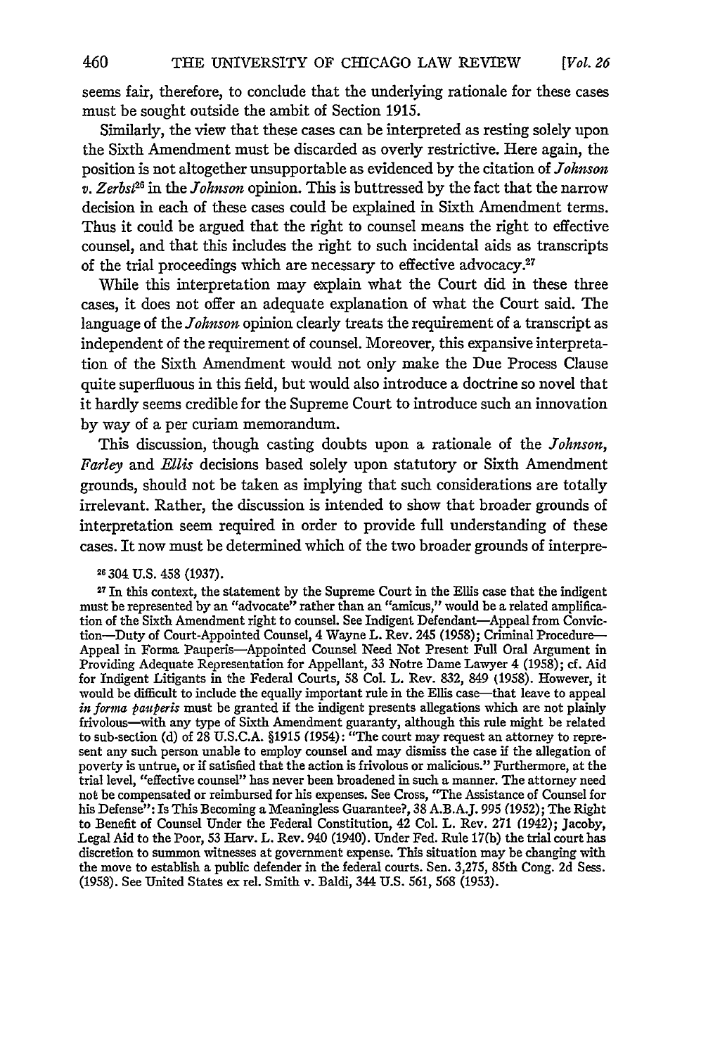seems fair, therefore, to conclude that the underlying rationale for these cases must be sought outside the ambit of Section 1915.

Similarly, the view that these cases can be interpreted as resting solely upon the Sixth Amendment must be discarded as overly restrictive. Here again, the position is not altogether unsupportable as evidenced by the citation of *Johnson v. Zerbst*[26] in the *Johnson* opinion. This is buttressed by the fact that the narrow decision in each of these cases could be explained in Sixth Amendment terms. Thus it could be argued that the right to counsel means the right to effective counsel, and that this includes the right to such incidental aids as transcripts of the trial proceedings which are necessary to effective advocacy.[27]

While this interpretation may explain what the Court did in these three cases, it does not offer an adequate explanation of what the Court said. The language of the *Johnson* opinion clearly treats the requirement of a transcript as independent of the requirement of counsel. Moreover, this expansive interpretation of the Sixth Amendment would not only make the Due Process Clause quite superfluous in this field, but would also introduce a doctrine so novel that it hardly seems credible for the Supreme Court to introduce such an innovation by way of a per curiam memorandum.

This discussion, though casting doubts upon a rationale of the *Johnson*, *Farley* and *Ellis* decisions based solely upon statutory or Sixth Amendment grounds, should not be taken as implying that such considerations are totally irrelevant. Rather, the discussion is intended to show that broader grounds of interpretation seem required in order to provide full understanding of these cases. It now must be determined which of the two broader grounds of interpre-

[26] 304 U.S. 458 (1937).

[27] In this context, the statement by the Supreme Court in the Ellis case that the indigent must be represented by an "advocate" rather than an "amicus," would be a related amplification of the Sixth Amendment right to counsel. See Indigent Defendant—Appeal from Conviction—Duty of Court-Appointed Counsel, 4 Wayne L. Rev. 245 (1958); Criminal Procedure—Appeal in Forma Pauperis—Appointed Counsel Need Not Present Full Oral Argument in Providing Adequate Representation for Appellant, 33 Notre Dame Lawyer 4 (1958); cf. Aid for Indigent Litigants in the Federal Courts, 58 Col. L. Rev. 832, 849 (1958). However, it would be difficult to include the equally important rule in the Ellis case—that leave to appeal *in forma pauperis* must be granted if the indigent presents allegations which are not plainly frivolous—with any type of Sixth Amendment guaranty, although this rule might be related to sub-section (d) of 28 U.S.C.A. §1915 (1954): "The court may request an attorney to represent any such person unable to employ counsel and may dismiss the case if the allegation of poverty is untrue, or if satisfied that the action is frivolous or malicious." Furthermore, at the trial level, "effective counsel" has never been broadened in such a manner. The attorney need not be compensated or reimbursed for his expenses. See Cross, "The Assistance of Counsel for his Defense": Is This Becoming a Meaningless Guarantee?, 38 A.B.A.J. 995 (1952); The Right to Benefit of Counsel Under the Federal Constitution, 42 Col. L. Rev. 271 (1942); Jacoby, Legal Aid to the Poor, 53 Harv. L. Rev. 940 (1940). Under Fed. Rule 17(b) the trial court has discretion to summon witnesses at government expense. This situation may be changing with the move to establish a public defender in the federal courts. Sen. 3,275, 85th Cong. 2d Sess. (1958). See United States ex rel. Smith v. Baldi, 344 U.S. 561, 568 (1953).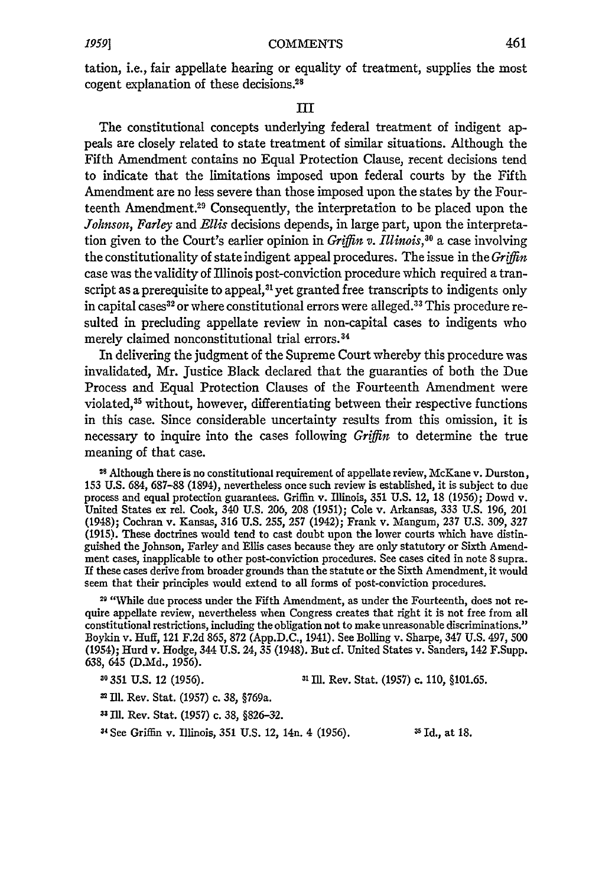tation, i.e., fair appellate hearing or equality of treatment, supplies the most cogent explanation of these decisions.[28]

## III

The constitutional concepts underlying federal treatment of indigent appeals are closely related to state treatment of similar situations. Although the Fifth Amendment contains no Equal Protection Clause, recent decisions tend to indicate that the limitations imposed upon federal courts by the Fifth Amendment are no less severe than those imposed upon the states by the Fourteenth Amendment.[29] Consequently, the interpretation to be placed upon the *Johnson*, *Farley* and *Ellis* decisions depends, in large part, upon the interpretation given to the Court's earlier opinion in *Griffin v. Illinois*,[30] a case involving the constitutionality of state indigent appeal procedures. The issue in the *Griffin* case was the validity of Illinois post-conviction procedure which required a transcript as a prerequisite to appeal,[31] yet granted free transcripts to indigents only in capital cases[32] or where constitutional errors were alleged.[33] This procedure resulted in precluding appellate review in non-capital cases to indigents who merely claimed nonconstitutional trial errors.[34]

In delivering the judgment of the Supreme Court whereby this procedure was invalidated, Mr. Justice Black declared that the guaranties of both the Due Process and Equal Protection Clauses of the Fourteenth Amendment were violated,[35] without, however, differentiating between their respective functions in this case. Since considerable uncertainty results from this omission, it is necessary to inquire into the cases following *Griffin* to determine the true meaning of that case.

[28] Although there is no constitutional requirement of appellate review, McKane v. Durston, 153 U.S. 684, 687-88 (1894), nevertheless once such review is established, it is subject to due process and equal protection guarantees. Griffin v. Illinois, 351 U.S. 12, 18 (1956); Dowd v. United States ex rel. Cook, 340 U.S. 206, 208 (1951); Cole v. Arkansas, 333 U.S. 196, 201 (1948); Cochran v. Kansas, 316 U.S. 255, 257 (1942); Frank v. Mangum, 237 U.S. 309, 327 (1915). These doctrines would tend to cast doubt upon the lower courts which have distinguished the Johnson, Farley and Ellis cases because they are only statutory or Sixth Amendment cases, inapplicable to other post-conviction procedures. See cases cited in note 8 supra. If these cases derive from broader grounds than the statute or the Sixth Amendment, it would seem that their principles would extend to all forms of post-conviction procedures.

[29] "While due process under the Fifth Amendment, as under the Fourteenth, does not require appellate review, nevertheless when Congress creates that right it is not free from all constitutional restrictions, including the obligation not to make unreasonable discriminations." Boykin v. Huff, 121 F.2d 865, 872 (App.D.C., 1941). See Bolling v. Sharpe, 347 U.S. 497, 500 (1954); Hurd v. Hodge, 344 U.S. 24, 35 (1948). But cf. United States v. Sanders, 142 F.Supp. 638, 645 (D.Md., 1956).

[30] 351 U.S. 12 (1956).

[31] Ill. Rev. Stat. (1957) c. 110, §101.65.

[32] Ill. Rev. Stat. (1957) c. 38, §769a.

[33] Ill. Rev. Stat. (1957) c. 38, §826-32.

[34] See Griffin v. Illinois, 351 U.S. 12, 14n. 4 (1956).

[35] Id., at 18.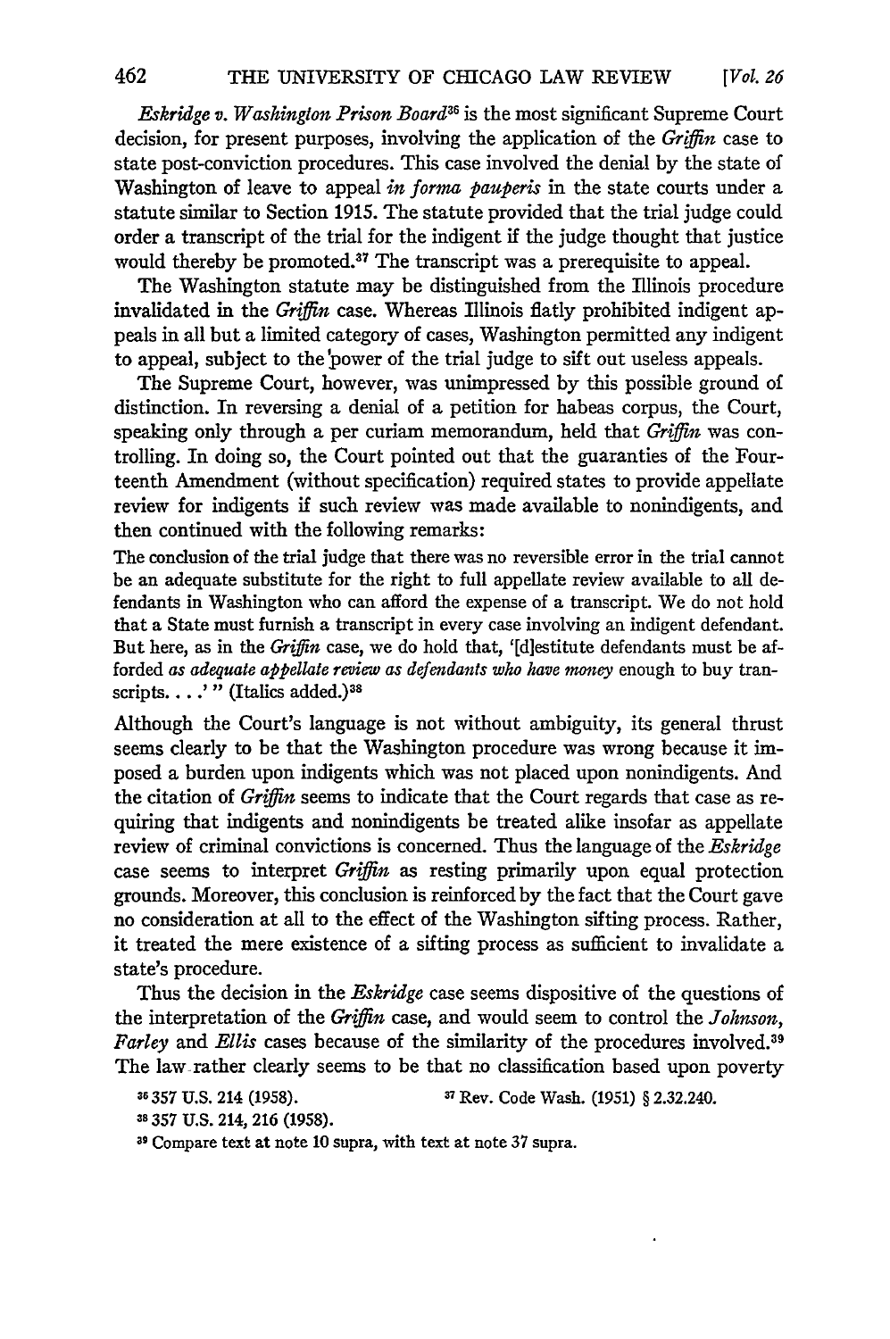*Eskridge v. Washington Prison Board*[36] is the most significant Supreme Court decision, for present purposes, involving the application of the *Griffin* case to state post-conviction procedures. This case involved the denial by the state of Washington of leave to appeal *in forma pauperis* in the state courts under a statute similar to Section 1915. The statute provided that the trial judge could order a transcript of the trial for the indigent if the judge thought that justice would thereby be promoted.[37] The transcript was a prerequisite to appeal.

The Washington statute may be distinguished from the Illinois procedure invalidated in the *Griffin* case. Whereas Illinois flatly prohibited indigent appeals in all but a limited category of cases, Washington permitted any indigent to appeal, subject to the power of the trial judge to sift out useless appeals.

The Supreme Court, however, was unimpressed by this possible ground of distinction. In reversing a denial of a petition for habeas corpus, the Court, speaking only through a per curiam memorandum, held that *Griffin* was controlling. In doing so, the Court pointed out that the guaranties of the Fourteenth Amendment (without specification) required states to provide appellate review for indigents if such review was made available to nonindigents, and then continued with the following remarks:

> The conclusion of the trial judge that there was no reversible error in the trial cannot be an adequate substitute for the right to full appellate review available to all defendants in Washington who can afford the expense of a transcript. We do not hold that a State must furnish a transcript in every case involving an indigent defendant. But here, as in the *Griffin* case, we do hold that, '[d]estitute defendants must be afforded *as adequate appellate review as defendants who have money* enough to buy transcripts. . . .' " (Italics added.)[38]

Although the Court's language is not without ambiguity, its general thrust seems clearly to be that the Washington procedure was wrong because it imposed a burden upon indigents which was not placed upon nonindigents. And the citation of *Griffin* seems to indicate that the Court regards that case as requiring that indigents and nonindigents be treated alike insofar as appellate review of criminal convictions is concerned. Thus the language of the *Eskridge* case seems to interpret *Griffin* as resting primarily upon equal protection grounds. Moreover, this conclusion is reinforced by the fact that the Court gave no consideration at all to the effect of the Washington sifting process. Rather, it treated the mere existence of a sifting process as sufficient to invalidate a state's procedure.

Thus the decision in the *Eskridge* case seems dispositive of the questions of the interpretation of the *Griffin* case, and would seem to control the *Johnson*, *Farley* and *Ellis* cases because of the similarity of the procedures involved.[39] The law rather clearly seems to be that no classification based upon poverty

[36] 357 U.S. 214 (1958).

[37] Rev. Code Wash. (1951) § 2.32.240.

[38] 357 U.S. 214, 216 (1958).

[39] Compare text at note 10 supra, with text at note 37 supra.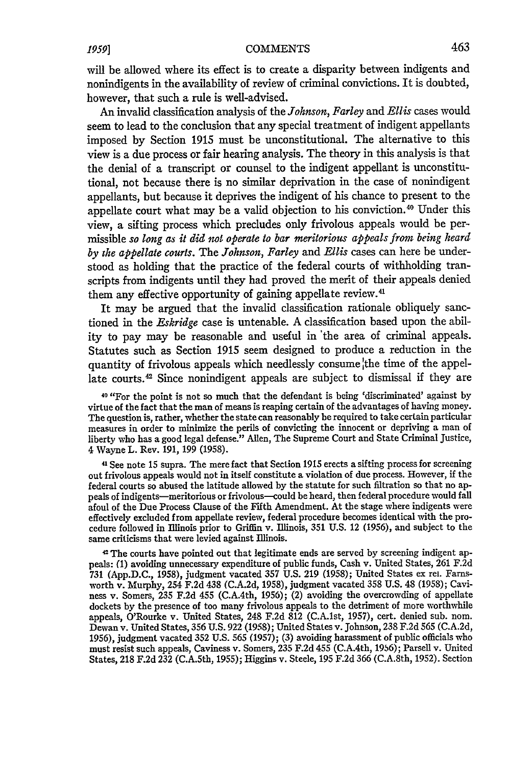will be allowed where its effect is to create a disparity between indigents and nonindigents in the availability of review of criminal convictions. It is doubted, however, that such a rule is well-advised.

An invalid classification analysis of the *Johnson, Farley* and *Ellis* cases would seem to lead to the conclusion that any special treatment of indigent appellants imposed by Section 1915 must be unconstitutional. The alternative to this view is a due process or fair hearing analysis. The theory in this analysis is that the denial of a transcript or counsel to the indigent appellant is unconstitutional, not because there is no similar deprivation in the case of nonindigent appellants, but because it deprives the indigent of his chance to present to the appellate court what may be a valid objection to his conviction.[40] Under this view, a sifting process which precludes only frivolous appeals would be permissible *so long as it did not operate to bar meritorious appeals from being heard by the appellate courts*. The *Johnson, Farley* and *Ellis* cases can here be understood as holding that the practice of the federal courts of withholding transcripts from indigents until they had proved the merit of their appeals denied them any effective opportunity of gaining appellate review.[41]

It may be argued that the invalid classification rationale obliquely sanctioned in the *Eskridge* case is untenable. A classification based upon the ability to pay may be reasonable and useful in the area of criminal appeals. Statutes such as Section 1915 seem designed to produce a reduction in the quantity of frivolous appeals which needlessly consume the time of the appellate courts.[42] Since nonindigent appeals are subject to dismissal if they are

[40] "For the point is not so much that the defendant is being 'discriminated' against by virtue of the fact that the man of means is reaping certain of the advantages of having money. The question is, rather, whether the state can reasonably be required to take certain particular measures in order to minimize the perils of convicting the innocent or depriving a man of liberty who has a good legal defense." Allen, The Supreme Court and State Criminal Justice, 4 Wayne L. Rev. 191, 199 (1958).

[41] See note 15 supra. The mere fact that Section 1915 erects a sifting process for screening out frivolous appeals would not in itself constitute a violation of due process. However, if the federal courts so abused the latitude allowed by the statute for such filtration so that no appeals of indigents—meritorious or frivolous—could be heard, then federal procedure would fall afoul of the Due Process Clause of the Fifth Amendment. At the stage where indigents were effectively excluded from appellate review, federal procedure becomes identical with the procedure followed in Illinois prior to Griffin v. Illinois, 351 U.S. 12 (1956), and subject to the same criticisms that were levied against Illinois.

[42] The courts have pointed out that legitimate ends are served by screening indigent appeals: (1) avoiding unnecessary expenditure of public funds, Cash v. United States, 261 F.2d 731 (App.D.C., 1958), judgment vacated 357 U.S. 219 (1958); United States ex rel. Farnsworth v. Murphy, 254 F.2d 438 (C.A.2d, 1958), judgment vacated 358 U.S. 48 (1958); Caviness v. Somers, 235 F.2d 455 (C.A.4th, 1956); (2) avoiding the overcrowding of appellate dockets by the presence of too many frivolous appeals to the detriment of more worthwhile appeals, O'Rourke v. United States, 248 F.2d 812 (C.A.1st, 1957), cert. denied sub. nom. Dewan v. United States, 356 U.S. 922 (1958); United States v. Johnson, 238 F.2d 565 (C.A.2d, 1956), judgment vacated 352 U.S. 565 (1957); (3) avoiding harassment of public officials who must resist such appeals, Caviness v. Somers, 235 F.2d 455 (C.A.4th, 1956); Parsell v. United States, 218 F.2d 232 (C.A.5th, 1955); Higgins v. Steele, 195 F.2d 366 (C.A.8th, 1952). Section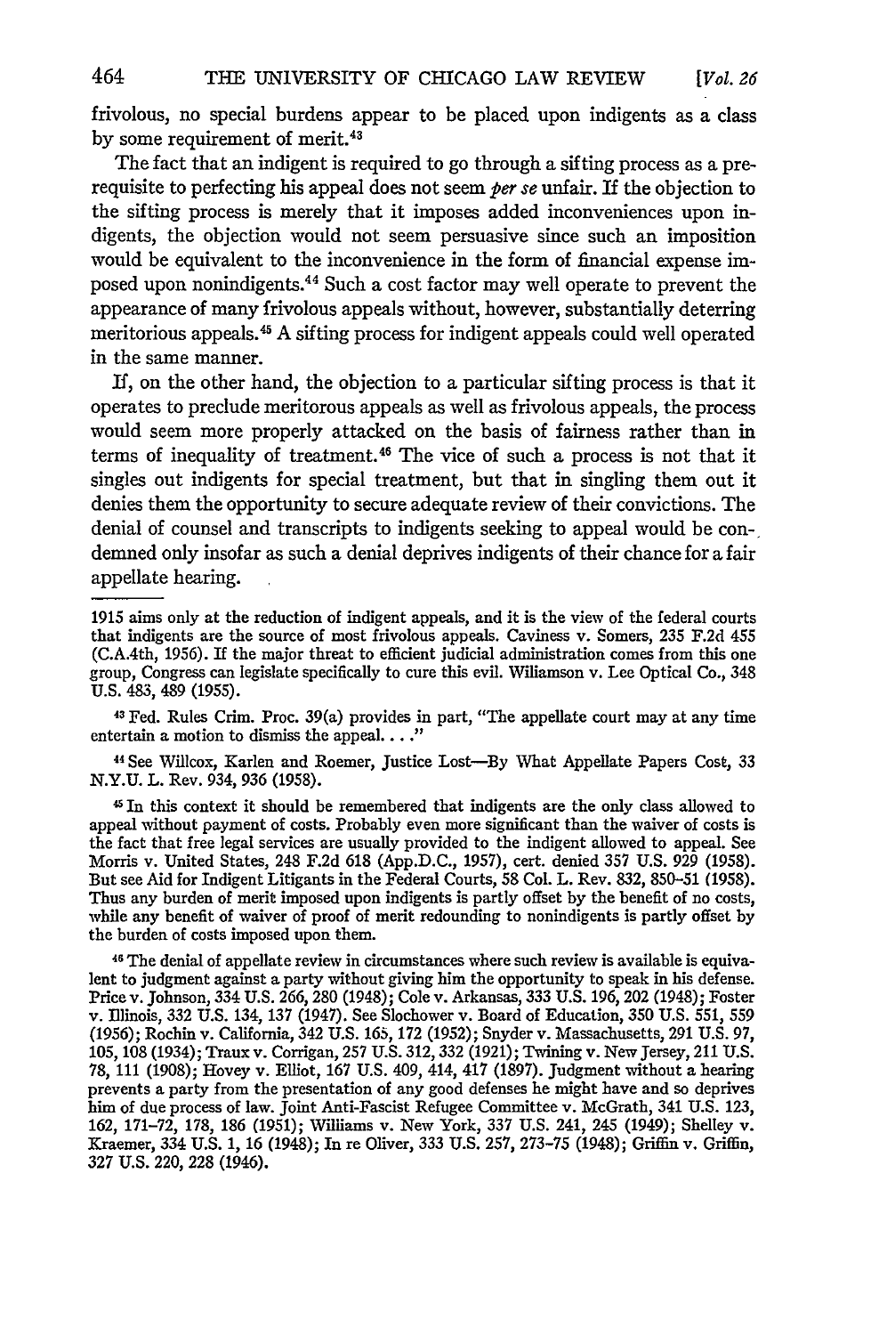frivolous, no special burdens appear to be placed upon indigents as a class by some requirement of merit.[43]

The fact that an indigent is required to go through a sifting process as a prerequisite to perfecting his appeal does not seem *per se* unfair. If the objection to the sifting process is merely that it imposes added inconveniences upon indigents, the objection would not seem persuasive since such an imposition would be equivalent to the inconvenience in the form of financial expense imposed upon nonindigents.[44] Such a cost factor may well operate to prevent the appearance of many frivolous appeals without, however, substantially deterring meritorious appeals.[45] A sifting process for indigent appeals could well operated in the same manner.

If, on the other hand, the objection to a particular sifting process is that it operates to preclude meritorous appeals as well as frivolous appeals, the process would seem more properly attacked on the basis of fairness rather than in terms of inequality of treatment.[46] The vice of such a process is not that it singles out indigents for special treatment, but that in singling them out it denies them the opportunity to secure adequate review of their convictions. The denial of counsel and transcripts to indigents seeking to appeal would be condemned only insofar as such a denial deprives indigents of their chance for a fair appellate hearing.

---

1915 aims only at the reduction of indigent appeals, and it is the view of the federal courts that indigents are the source of most frivolous appeals. Caviness v. Somers, 235 F.2d 455 (C.A.4th, 1956). If the major threat to efficient judicial administration comes from this one group, Congress can legislate specifically to cure this evil. Wiliamson v. Lee Optical Co., 348 U.S. 483, 489 (1955).

[43] Fed. Rules Crim. Proc. 39(a) provides in part, "The appellate court may at any time entertain a motion to dismiss the appeal. . . ."

[44] See Willcox, Karlen and Roemer, Justice Lost—By What Appellate Papers Cost, 33 N.Y.U. L. Rev. 934, 936 (1958).

[45] In this context it should be remembered that indigents are the only class allowed to appeal without payment of costs. Probably even more significant than the waiver of costs is the fact that free legal services are usually provided to the indigent allowed to appeal. See Morris v. United States, 248 F.2d 618 (App.D.C., 1957), cert. denied 357 U.S. 929 (1958). But see Aid for Indigent Litigants in the Federal Courts, 58 Col. L. Rev. 832, 850-51 (1958). Thus any burden of merit imposed upon indigents is partly offset by the benefit of no costs, while any benefit of waiver of proof of merit redounding to nonindigents is partly offset by the burden of costs imposed upon them.

[46] The denial of appellate review in circumstances where such review is available is equivalent to judgment against a party without giving him the opportunity to speak in his defense. Price v. Johnson, 334 U.S. 266, 280 (1948); Cole v. Arkansas, 333 U.S. 196, 202 (1948); Foster v. Illinois, 332 U.S. 134, 137 (1947). See Slochower v. Board of Education, 350 U.S. 551, 559 (1956); Rochin v. California, 342 U.S. 165, 172 (1952); Snyder v. Massachusetts, 291 U.S. 97, 105, 108 (1934); Traux v. Corrigan, 257 U.S. 312, 332 (1921); Twining v. New Jersey, 211 U.S. 78, 111 (1908); Hovey v. Elliot, 167 U.S. 409, 414, 417 (1897). Judgment without a hearing prevents a party from the presentation of any good defenses he might have and so deprives him of due process of law. Joint Anti-Fascist Refugee Committee v. McGrath, 341 U.S. 123, 162, 171-72, 178, 186 (1951); Williams v. New York, 337 U.S. 241, 245 (1949); Shelley v. Kraemer, 334 U.S. 1, 16 (1948); In re Oliver, 333 U.S. 257, 273-75 (1948); Griffin v. Griffin, 327 U.S. 220, 228 (1946).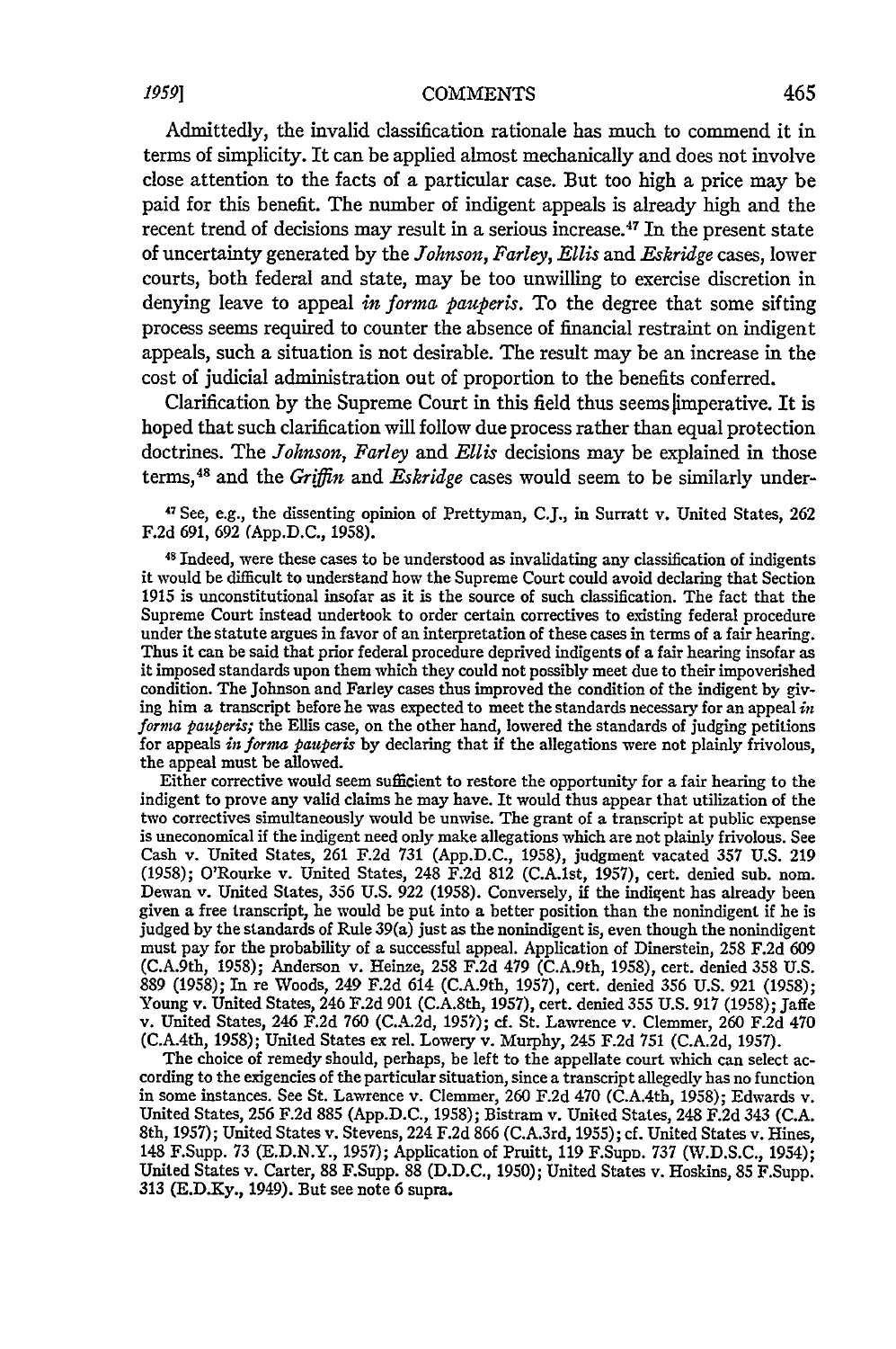Admittedly, the invalid classification rationale has much to commend it in terms of simplicity. It can be applied almost mechanically and does not involve close attention to the facts of a particular case. But too high a price may be paid for this benefit. The number of indigent appeals is already high and the recent trend of decisions may result in a serious increase.[47] In the present state of uncertainty generated by the *Johnson, Farley, Ellis* and *Eskridge* cases, lower courts, both federal and state, may be too unwilling to exercise discretion in denying leave to appeal *in forma pauperis*. To the degree that some sifting process seems required to counter the absence of financial restraint on indigent appeals, such a situation is not desirable. The result may be an increase in the cost of judicial administration out of proportion to the benefits conferred.

Clarification by the Supreme Court in this field thus seems imperative. It is hoped that such clarification will follow due process rather than equal protection doctrines. The *Johnson, Farley* and *Ellis* decisions may be explained in those terms,[48] and the *Griffin* and *Eskridge* cases would seem to be similarly under-

[47] See, e.g., the dissenting opinion of Prettyman, C.J., in Surratt v. United States, 262 F.2d 691, 692 (App.D.C., 1958).

[48] Indeed, were these cases to be understood as invalidating any classification of indigents it would be difficult to understand how the Supreme Court could avoid declaring that Section 1915 is unconstitutional insofar as it is the source of such classification. The fact that the Supreme Court instead undertook to order certain correctives to existing federal procedure under the statute argues in favor of an interpretation of these cases in terms of a fair hearing. Thus it can be said that prior federal procedure deprived indigents of a fair hearing insofar as it imposed standards upon them which they could not possibly meet due to their impoverished condition. The Johnson and Farley cases thus improved the condition of the indigent by giving him a transcript before he was expected to meet the standards necessary for an appeal *in forma pauperis;* the Ellis case, on the other hand, lowered the standards of judging petitions for appeals *in forma pauperis* by declaring that if the allegations were not plainly frivolous, the appeal must be allowed.

Either corrective would seem sufficient to restore the opportunity for a fair hearing to the indigent to prove any valid claims he may have. It would thus appear that utilization of the two correctives simultaneously would be unwise. The grant of a transcript at public expense is uneconomical if the indigent need only make allegations which are not plainly frivolous. See Cash v. United States, 261 F.2d 731 (App.D.C., 1958), judgment vacated 357 U.S. 219 (1958); O'Rourke v. United States, 248 F.2d 812 (C.A.1st, 1957), cert. denied sub. nom. Dewan v. United States, 356 U.S. 922 (1958). Conversely, if the indigent has already been given a free transcript, he would be put into a better position than the nonindigent if he is judged by the standards of Rule 39(a) just as the nonindigent is, even though the nonindigent must pay for the probability of a successful appeal. Application of Dinerstein, 258 F.2d 609 (C.A.9th, 1958); Anderson v. Heinze, 258 F.2d 479 (C.A.9th, 1958), cert. denied 358 U.S. 889 (1958); In re Woods, 249 F.2d 614 (C.A.9th, 1957), cert. denied 356 U.S. 921 (1958); Young v. United States, 246 F.2d 901 (C.A.8th, 1957), cert. denied 355 U.S. 917 (1958); Jaffe v. United States, 246 F.2d 760 (C.A.2d, 1957); cf. St. Lawrence v. Clemmer, 260 F.2d 470 (C.A.4th, 1958); United States ex rel. Lowery v. Murphy, 245 F.2d 751 (C.A.2d, 1957).

The choice of remedy should, perhaps, be left to the appellate court which can select according to the exigencies of the particular situation, since a transcript allegedly has no function in some instances. See St. Lawrence v. Clemmer, 260 F.2d 470 (C.A.4th, 1958); Edwards v. United States, 256 F.2d 885 (App.D.C., 1958); Bistram v. United States, 248 F.2d 343 (C.A. 8th, 1957); United States v. Stevens, 224 F.2d 866 (C.A.3rd, 1955); cf. United States v. Hines, 148 F.Supp. 73 (E.D.N.Y., 1957); Application of Pruitt, 119 F.Supp. 737 (W.D.S.C., 1954); United States v. Carter, 88 F.Supp. 88 (D.D.C., 1950); United States v. Hoskins, 85 F.Supp. 313 (E.D.Ky., 1949). But see note 6 supra.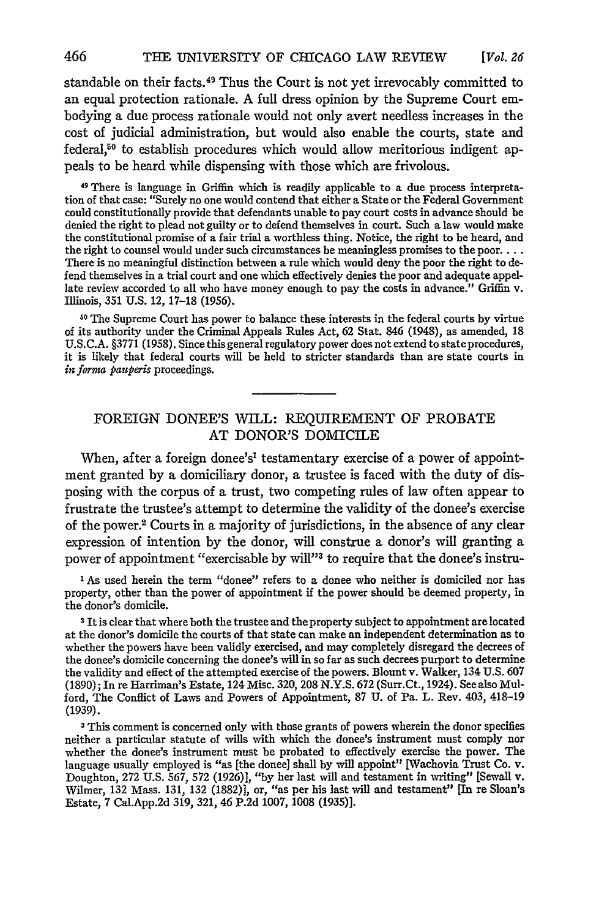standable on their facts.[49] Thus the Court is not yet irrevocably committed to an equal protection rationale. A full dress opinion by the Supreme Court embodying a due process rationale would not only avert needless increases in the cost of judicial administration, but would also enable the courts, state and federal,[50] to establish procedures which would allow meritorious indigent appeals to be heard while dispensing with those which are frivolous.

[49] There is language in Griffin which is readily applicable to a due process interpretation of that case: "Surely no one would contend that either a State or the Federal Government could constitutionally provide that defendants unable to pay court costs in advance should be denied the right to plead not guilty or to defend themselves in court. Such a law would make the constitutional promise of a fair trial a worthless thing. Notice, the right to be heard, and the right to counsel would under such circumstances be meaningless promises to the poor. . . . There is no meaningful distinction between a rule which would deny the poor the right to defend themselves in a trial court and one which effectively denies the poor and adequate appellate review accorded to all who have money enough to pay the costs in advance." Griffin v. Illinois, 351 U.S. 12, 17-18 (1956).

[50] The Supreme Court has power to balance these interests in the federal courts by virtue of its authority under the Criminal Appeals Rules Act, 62 Stat. 846 (1948), as amended, 18 U.S.C.A. §3771 (1958). Since this general regulatory power does not extend to state procedures, it is likely that federal courts will be held to stricter standards than are state courts in *in forma pauperis* proceedings.

## FOREIGN DONEE'S WILL: REQUIREMENT OF PROBATE AT DONOR'S DOMICILE

When, after a foreign donee's[1] testamentary exercise of a power of appointment granted by a domiciliary donor, a trustee is faced with the duty of disposing with the corpus of a trust, two competing rules of law often appear to frustrate the trustee's attempt to determine the validity of the donee's exercise of the power.[2] Courts in a majority of jurisdictions, in the absence of any clear expression of intention by the donor, will construe a donor's will granting a power of appointment "exercisable by will"[3] to require that the donee's instru-

[1] As used herein the term "donee" refers to a donee who neither is domiciled nor has property, other than the power of appointment if the power should be deemed property, in the donor's domicile.

[2] It is clear that where both the trustee and the property subject to appointment are located at the donor's domicile the courts of that state can make an independent determination as to whether the powers have been validly exercised, and may completely disregard the decrees of the donee's domicile concerning the donee's will in so far as such decrees purport to determine the validity and effect of the attempted exercise of the powers. Blount v. Walker, 134 U.S. 607 (1890); In re Harriman's Estate, 124 Misc. 320, 208 N.Y.S. 672 (Surr.Ct., 1924). See also Mulford, The Conflict of Laws and Powers of Appointment, 87 U. of Pa. L. Rev. 403, 418-19 (1939).

[3] This comment is concerned only with those grants of powers wherein the donor specifies neither a particular statute of wills with which the donee's instrument must comply nor whether the donee's instrument must be probated to effectively exercise the power. The language usually employed is "as [the donee] shall by will appoint" [Wachovia Trust Co. v. Doughton, 272 U.S. 567, 572 (1926)], "by her last will and testament in writing" [Sewall v. Wilmer, 132 Mass. 131, 132 (1882)], or, "as per his last will and testament" [In re Sloan's Estate, 7 Cal.App.2d 319, 321, 46 P.2d 1007, 1008 (1935)].